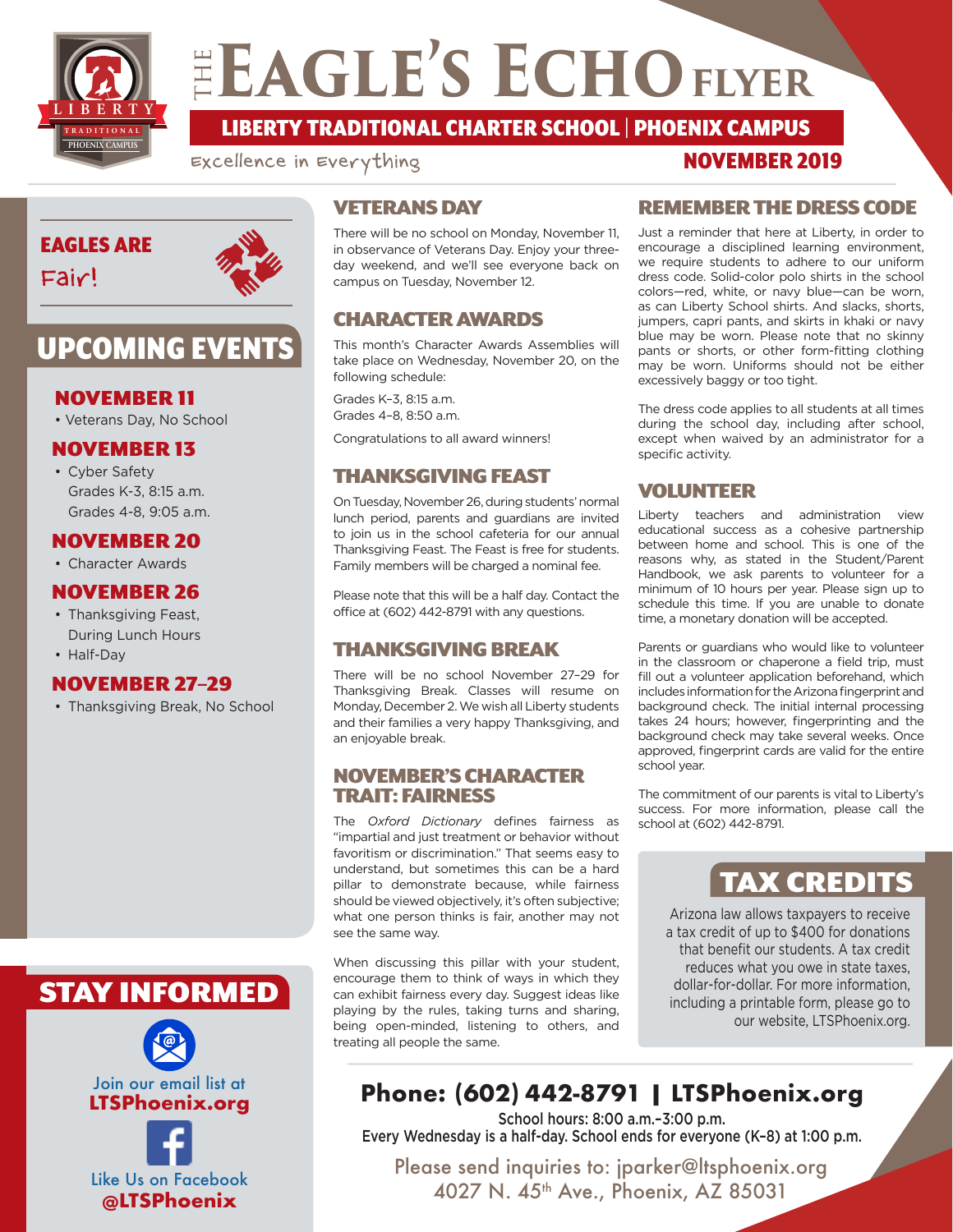# THE EAGLE'S ECHO FLYER

## LIBERTY TRADITIONAL CHARTER SCHOOL | PHOENIX CAMPUS

Excellence in Everything

**NOVEMBER 2019**

## EAGLES ARE Fair!

## UPCOMING EVENTS

### NOVEMBER 11

- Veterans Day, No School

### NOVEMBER 13

- Cyber Safety
  Grades K-3, 8:15 a.m.
  Grades 4-8, 9:05 a.m.

### NOVEMBER 20

- Character Awards

### NOVEMBER 26

- Thanksgiving Feast, During Lunch Hours
- Half-Day

### NOVEMBER 27–29

- Thanksgiving Break, No School

## VETERANS DAY

There will be no school on Monday, November 11, in observance of Veterans Day. Enjoy your three-day weekend, and we'll see everyone back on campus on Tuesday, November 12.

## CHARACTER AWARDS

This month's Character Awards Assemblies will take place on Wednesday, November 20, on the following schedule:

Grades K–3, 8:15 a.m.
Grades 4–8, 8:50 a.m.

Congratulations to all award winners!

## THANKSGIVING FEAST

On Tuesday, November 26, during students' normal lunch period, parents and guardians are invited to join us in the school cafeteria for our annual Thanksgiving Feast. The Feast is free for students. Family members will be charged a nominal fee.

Please note that this will be a half day. Contact the office at (602) 442-8791 with any questions.

## THANKSGIVING BREAK

There will be no school November 27–29 for Thanksgiving Break. Classes will resume on Monday, December 2. We wish all Liberty students and their families a very happy Thanksgiving, and an enjoyable break.

## NOVEMBER'S CHARACTER TRAIT: FAIRNESS

The *Oxford Dictionary* defines fairness as "impartial and just treatment or behavior without favoritism or discrimination." That seems easy to understand, but sometimes this can be a hard pillar to demonstrate because, while fairness should be viewed objectively, it's often subjective; what one person thinks is fair, another may not see the same way.

When discussing this pillar with your student, encourage them to think of ways in which they can exhibit fairness every day. Suggest ideas like playing by the rules, taking turns and sharing, being open-minded, listening to others, and treating all people the same.

## REMEMBER THE DRESS CODE

Just a reminder that here at Liberty, in order to encourage a disciplined learning environment, we require students to adhere to our uniform dress code. Solid-color polo shirts in the school colors—red, white, or navy blue—can be worn, as can Liberty School shirts. And slacks, shorts, jumpers, capri pants, and skirts in khaki or navy blue may be worn. Please note that no skinny pants or shorts, or other form-fitting clothing may be worn. Uniforms should not be either excessively baggy or too tight.

The dress code applies to all students at all times during the school day, including after school, except when waived by an administrator for a specific activity.

## VOLUNTEER

Liberty teachers and administration view educational success as a cohesive partnership between home and school. This is one of the reasons why, as stated in the Student/Parent Handbook, we ask parents to volunteer for a minimum of 10 hours per year. Please sign up to schedule this time. If you are unable to donate time, a monetary donation will be accepted.

Parents or guardians who would like to volunteer in the classroom or chaperone a field trip, must fill out a volunteer application beforehand, which includes information for the Arizona fingerprint and background check. The initial internal processing takes 24 hours; however, fingerprinting and the background check may take several weeks. Once approved, fingerprint cards are valid for the entire school year.

The commitment of our parents is vital to Liberty's success. For more information, please call the school at (602) 442-8791.

## TAX CREDITS

Arizona law allows taxpayers to receive a tax credit of up to $400 for donations that benefit our students. A tax credit reduces what you owe in state taxes, dollar-for-dollar. For more information, including a printable form, please go to our website, LTSPhoenix.org.

## STAY INFORMED

Join our email list at **LTSPhoenix.org**

Like Us on Facebook **@LTSPhoenix**

**Phone: (602) 442-8791 | LTSPhoenix.org**

School hours: 8:00 a.m.–3:00 p.m.
Every Wednesday is a half-day. School ends for everyone (K–8) at 1:00 p.m.

Please send inquiries to: jparker@ltsphoenix.org
4027 N. 45th Ave., Phoenix, AZ 85031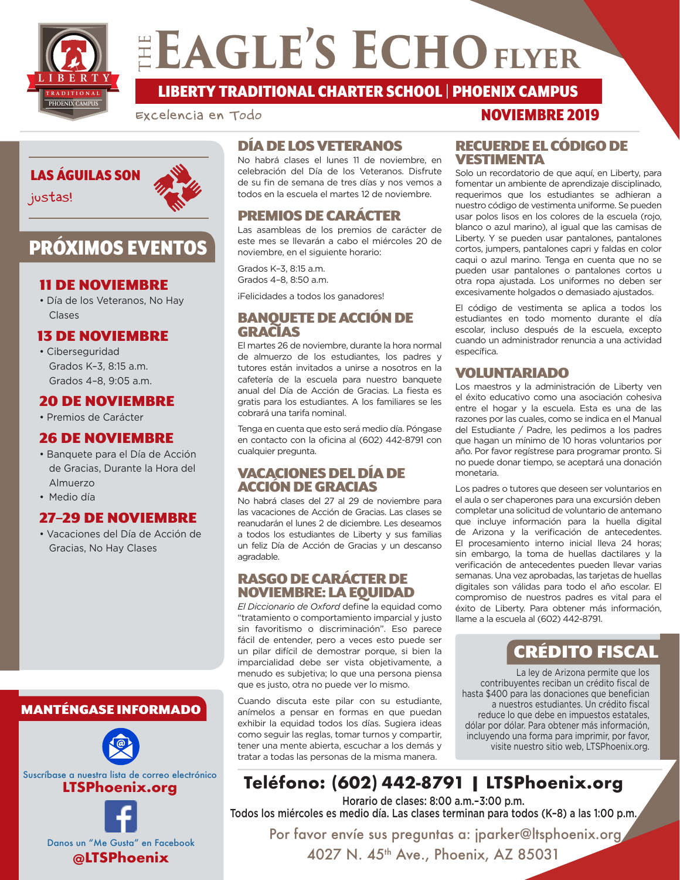# THE EAGLE'S ECHO FLYER

**LIBERTY TRADITIONAL CHARTER SCHOOL | PHOENIX CAMPUS**

Excelencia en Todo

**NOVIEMBRE 2019**

## LAS ÁGUILAS SON

justas!

## PRÓXIMOS EVENTOS

### 11 DE NOVIEMBRE

- Día de los Veteranos, No Hay Clases

### 13 DE NOVIEMBRE

- Ciberseguridad
  Grados K–3, 8:15 a.m.
  Grados 4–8, 9:05 a.m.

### 20 DE NOVIEMBRE

- Premios de Carácter

### 26 DE NOVIEMBRE

- Banquete para el Día de Acción de Gracias, Durante la Hora del Almuerzo
- Medio día

### 27–29 DE NOVIEMBRE

- Vacaciones del Día de Acción de Gracias, No Hay Clases

## MANTÉNGASE INFORMADO

Suscríbase a nuestra lista de correo electrónico
**LTSPhoenix.org**

Danos un "Me Gusta" en Facebook
**@LTSPhoenix**

## DÍA DE LOS VETERANOS

No habrá clases el lunes 11 de noviembre, en celebración del Día de los Veteranos. Disfrute de su fin de semana de tres días y nos vemos a todos en la escuela el martes 12 de noviembre.

## PREMIOS DE CARÁCTER

Las asambleas de los premios de carácter de este mes se llevarán a cabo el miércoles 20 de noviembre, en el siguiente horario:

Grados K–3, 8:15 a.m.
Grados 4–8, 8:50 a.m.

¡Felicidades a todos los ganadores!

## BANQUETE DE ACCIÓN DE GRACIAS

El martes 26 de noviembre, durante la hora normal de almuerzo de los estudiantes, los padres y tutores están invitados a unirse a nosotros en la cafetería de la escuela para nuestro banquete anual del Día de Acción de Gracias. La fiesta es gratis para los estudiantes. A los familiares se les cobrará una tarifa nominal.

Tenga en cuenta que esto será medio día. Póngase en contacto con la oficina al (602) 442-8791 con cualquier pregunta.

## VACACIONES DEL DÍA DE ACCIÓN DE GRACIAS

No habrá clases del 27 al 29 de noviembre para las vacaciones de Acción de Gracias. Las clases se reanudarán el lunes 2 de diciembre. Les deseamos a todos los estudiantes de Liberty y sus familias un feliz Día de Acción de Gracias y un descanso agradable.

## RASGO DE CARÁCTER DE NOVIEMBRE: LA EQUIDAD

*El Diccionario de Oxford* define la equidad como "tratamiento o comportamiento imparcial y justo sin favoritismo o discriminación". Eso parece fácil de entender, pero a veces esto puede ser un pilar difícil de demostrar porque, si bien la imparcialidad debe ser vista objetivamente, a menudo es subjetiva; lo que una persona piensa que es justo, otra no puede ver lo mismo.

Cuando discuta este pilar con su estudiante, anímelos a pensar en formas en que puedan exhibir la equidad todos los días. Sugiera ideas como seguir las reglas, tomar turnos y compartir, tener una mente abierta, escuchar a los demás y tratar a todas las personas de la misma manera.

## RECUERDE EL CÓDIGO DE VESTIMENTA

Solo un recordatorio de que aquí, en Liberty, para fomentar un ambiente de aprendizaje disciplinado, requerimos que los estudiantes se adhieran a nuestro código de vestimenta uniforme. Se pueden usar polos lisos en los colores de la escuela (rojo, blanco o azul marino), al igual que las camisas de Liberty. Y se pueden usar pantalones, pantalones cortos, jumpers, pantalones capri y faldas en color caqui o azul marino. Tenga en cuenta que no se pueden usar pantalones o pantalones cortos u otra ropa ajustada. Los uniformes no deben ser excesivamente holgados o demasiado ajustados.

El código de vestimenta se aplica a todos los estudiantes en todo momento durante el día escolar, incluso después de la escuela, excepto cuando un administrador renuncia a una actividad específica.

## VOLUNTARIADO

Los maestros y la administración de Liberty ven el éxito educativo como una asociación cohesiva entre el hogar y la escuela. Esta es una de las razones por las cuales, como se indica en el Manual del Estudiante / Padre, les pedimos a los padres que hagan un mínimo de 10 horas voluntarios por año. Por favor regístrese para programar pronto. Si no puede donar tiempo, se aceptará una donación monetaria.

Los padres o tutores que deseen ser voluntarios en el aula o ser chaperones para una excursión deben completar una solicitud de voluntario de antemano que incluye información para la huella digital de Arizona y la verificación de antecedentes. El procesamiento interno inicial lleva 24 horas; sin embargo, la toma de huellas dactilares y la verificación de antecedentes pueden llevar varias semanas. Una vez aprobadas, las tarjetas de huellas digitales son válidas para todo el año escolar. El compromiso de nuestros padres es vital para el éxito de Liberty. Para obtener más información, llame a la escuela al (602) 442-8791.

## CRÉDITO FISCAL

La ley de Arizona permite que los contribuyentes reciban un crédito fiscal de hasta $400 para las donaciones que benefician a nuestros estudiantes. Un crédito fiscal reduce lo que debe en impuestos estatales, dólar por dólar. Para obtener más información, incluyendo una forma para imprimir, por favor, visite nuestro sitio web, LTSPhoenix.org.

**Teléfono: (602) 442-8791 | LTSPhoenix.org**

Horario de clases: 8:00 a.m.–3:00 p.m.
Todos los miércoles es medio día. Las clases terminan para todos (K–8) a las 1:00 p.m.

Por favor envíe sus preguntas a: jparker@ltsphoenix.org
4027 N. 45th Ave., Phoenix, AZ 85031